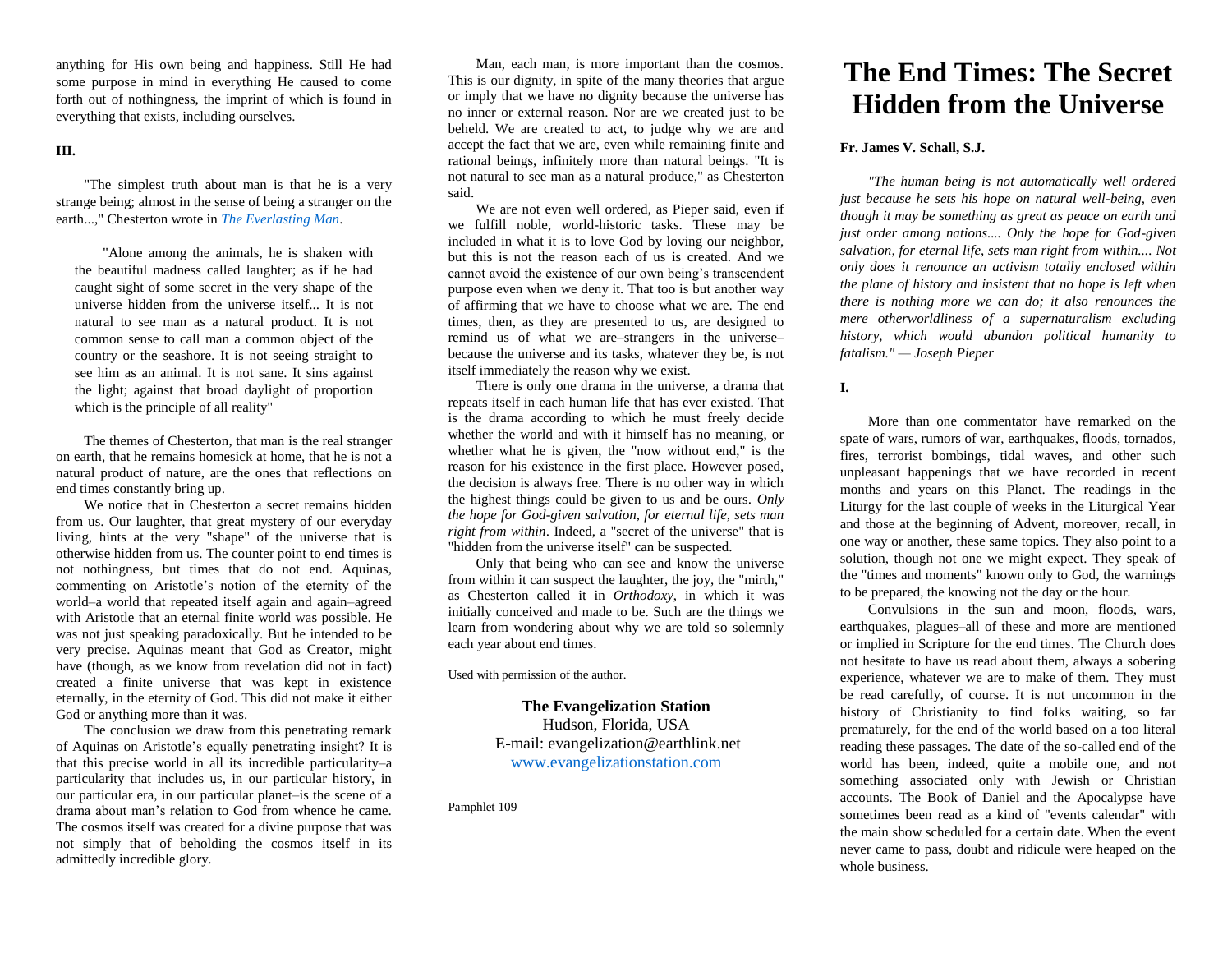anything for His own being and happiness. Still He had some purpose in mind in everything He caused to come forth out of nothingness, the imprint of which is found in everything that exists, including ourselves.

**III.**

"The simplest truth about man is that he is a very strange being; almost in the sense of being a stranger on the earth...," Chesterton wrote in *The Everlasting Man*.

> "Alone among the animals, he is shaken with the beautiful madness called laughter; as if he had caught sight of some secret in the very shape of the universe hidden from the universe itself... It is not natural to see man as a natural product. It is not common sense to call man a common object of the country or the seashore. It is not seeing straight to see him as an animal. It is not sane. It sins against the light; against that broad daylight of proportion which is the principle of all reality"

The themes of Chesterton, that man is the real stranger on earth, that he remains homesick at home, that he is not a natural product of nature, are the ones that reflections on end times constantly bring up.

We notice that in Chesterton a secret remains hidden from us. Our laughter, that great mystery of our everyday living, hints at the very "shape" of the universe that is otherwise hidden from us. The counter point to end times is not nothingness, but times that do not end. Aquinas, commenting on Aristotle's notion of the eternity of the world–a world that repeated itself again and again–agreed with Aristotle that an eternal finite world was possible. He was not just speaking paradoxically. But he intended to be very precise. Aquinas meant that God as Creator, might have (though, as we know from revelation did not in fact) created a finite universe that was kept in existence eternally, in the eternity of God. This did not make it either God or anything more than it was.

The conclusion we draw from this penetrating remark of Aquinas on Aristotle's equally penetrating insight? It is that this precise world in all its incredible particularity–a particularity that includes us, in our particular history, in our particular era, in our particular planet–is the scene of a drama about man's relation to God from whence he came. The cosmos itself was created for a divine purpose that was not simply that of beholding the cosmos itself in its admittedly incredible glory.

Man, each man, is more important than the cosmos. This is our dignity, in spite of the many theories that argue or imply that we have no dignity because the universe has no inner or external reason. Nor are we created just to be beheld. We are created to act, to judge why we are and accept the fact that we are, even while remaining finite and rational beings, infinitely more than natural beings. "It is not natural to see man as a natural produce," as Chesterton said.

We are not even well ordered, as Pieper said, even if we fulfill noble, world-historic tasks. These may be included in what it is to love God by loving our neighbor, but this is not the reason each of us is created. And we cannot avoid the existence of our own being's transcendent purpose even when we deny it. That too is but another way of affirming that we have to choose what we are. The end times, then, as they are presented to us, are designed to remind us of what we are–strangers in the universe–because the universe and its tasks, whatever they be, is not itself immediately the reason why we exist.

There is only one drama in the universe, a drama that repeats itself in each human life that has ever existed. That is the drama according to which he must freely decide whether the world and with it himself has no meaning, or whether what he is given, the "now without end," is the reason for his existence in the first place. However posed, the decision is always free. There is no other way in which the highest things could be given to us and be ours. *Only the hope for God-given salvation, for eternal life, sets man right from within*. Indeed, a "secret of the universe" that is "hidden from the universe itself" can be suspected.

Only that being who can see and know the universe from within it can suspect the laughter, the joy, the "mirth," as Chesterton called it in *Orthodoxy*, in which it was initially conceived and made to be. Such are the things we learn from wondering about why we are told so solemnly each year about end times.

Used with permission of the author.

**The Evangelization Station**
Hudson, Florida, USA
E-mail: evangelization@earthlink.net
www.evangelizationstation.com

Pamphlet 109

# The End Times: The Secret Hidden from the Universe

**Fr. James V. Schall, S.J.**

*"The human being is not automatically well ordered just because he sets his hope on natural well-being, even though it may be something as great as peace on earth and just order among nations.... Only the hope for God-given salvation, for eternal life, sets man right from within.... Not only does it renounce an activism totally enclosed within the plane of history and insistent that no hope is left when there is nothing more we can do; it also renounces the mere otherworldliness of a supernaturalism excluding history, which would abandon political humanity to fatalism." — Joseph Pieper*

**I.**

More than one commentator have remarked on the spate of wars, rumors of war, earthquakes, floods, tornados, fires, terrorist bombings, tidal waves, and other such unpleasant happenings that we have recorded in recent months and years on this Planet. The readings in the Liturgy for the last couple of weeks in the Liturgical Year and those at the beginning of Advent, moreover, recall, in one way or another, these same topics. They also point to a solution, though not one we might expect. They speak of the "times and moments" known only to God, the warnings to be prepared, the knowing not the day or the hour.

Convulsions in the sun and moon, floods, wars, earthquakes, plagues–all of these and more are mentioned or implied in Scripture for the end times. The Church does not hesitate to have us read about them, always a sobering experience, whatever we are to make of them. They must be read carefully, of course. It is not uncommon in the history of Christianity to find folks waiting, so far prematurely, for the end of the world based on a too literal reading these passages. The date of the so-called end of the world has been, indeed, quite a mobile one, and not something associated only with Jewish or Christian accounts. The Book of Daniel and the Apocalypse have sometimes been read as a kind of "events calendar" with the main show scheduled for a certain date. When the event never came to pass, doubt and ridicule were heaped on the whole business.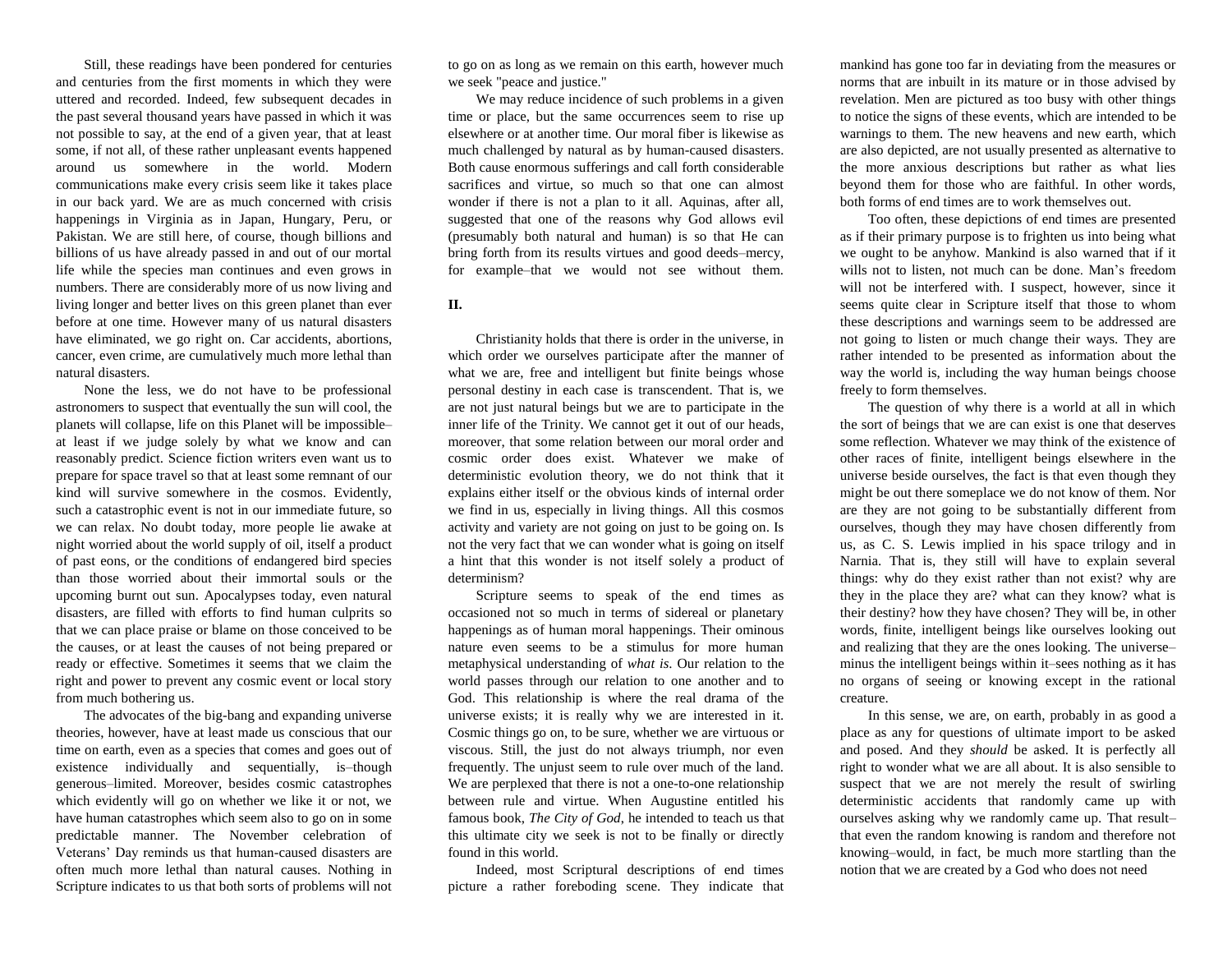Still, these readings have been pondered for centuries and centuries from the first moments in which they were uttered and recorded. Indeed, few subsequent decades in the past several thousand years have passed in which it was not possible to say, at the end of a given year, that at least some, if not all, of these rather unpleasant events happened around us somewhere in the world. Modern communications make every crisis seem like it takes place in our back yard. We are as much concerned with crisis happenings in Virginia as in Japan, Hungary, Peru, or Pakistan. We are still here, of course, though billions and billions of us have already passed in and out of our mortal life while the species man continues and even grows in numbers. There are considerably more of us now living and living longer and better lives on this green planet than ever before at one time. However many of us natural disasters have eliminated, we go right on. Car accidents, abortions, cancer, even crime, are cumulatively much more lethal than natural disasters.

None the less, we do not have to be professional astronomers to suspect that eventually the sun will cool, the planets will collapse, life on this Planet will be impossible–at least if we judge solely by what we know and can reasonably predict. Science fiction writers even want us to prepare for space travel so that at least some remnant of our kind will survive somewhere in the cosmos. Evidently, such a catastrophic event is not in our immediate future, so we can relax. No doubt today, more people lie awake at night worried about the world supply of oil, itself a product of past eons, or the conditions of endangered bird species than those worried about their immortal souls or the upcoming burnt out sun. Apocalypses today, even natural disasters, are filled with efforts to find human culprits so that we can place praise or blame on those conceived to be the causes, or at least the causes of not being prepared or ready or effective. Sometimes it seems that we claim the right and power to prevent any cosmic event or local story from much bothering us.

The advocates of the big-bang and expanding universe theories, however, have at least made us conscious that our time on earth, even as a species that comes and goes out of existence individually and sequentially, is–though generous–limited. Moreover, besides cosmic catastrophes which evidently will go on whether we like it or not, we have human catastrophes which seem also to go on in some predictable manner. The November celebration of Veterans' Day reminds us that human-caused disasters are often much more lethal than natural causes. Nothing in Scripture indicates to us that both sorts of problems will not to go on as long as we remain on this earth, however much we seek "peace and justice."

We may reduce incidence of such problems in a given time or place, but the same occurrences seem to rise up elsewhere or at another time. Our moral fiber is likewise as much challenged by natural as by human-caused disasters. Both cause enormous sufferings and call forth considerable sacrifices and virtue, so much so that one can almost wonder if there is not a plan to it all. Aquinas, after all, suggested that one of the reasons why God allows evil (presumably both natural and human) is so that He can bring forth from its results virtues and good deeds–mercy, for example–that we would not see without them.

## II.

Christianity holds that there is order in the universe, in which order we ourselves participate after the manner of what we are, free and intelligent but finite beings whose personal destiny in each case is transcendent. That is, we are not just natural beings but we are to participate in the inner life of the Trinity. We cannot get it out of our heads, moreover, that some relation between our moral order and cosmic order does exist. Whatever we make of deterministic evolution theory, we do not think that it explains either itself or the obvious kinds of internal order we find in us, especially in living things. All this cosmos activity and variety are not going on just to be going on. Is not the very fact that we can wonder what is going on itself a hint that this wonder is not itself solely a product of determinism?

Scripture seems to speak of the end times as occasioned not so much in terms of sidereal or planetary happenings as of human moral happenings. Their ominous nature even seems to be a stimulus for more human metaphysical understanding of *what is*. Our relation to the world passes through our relation to one another and to God. This relationship is where the real drama of the universe exists; it is really why we are interested in it. Cosmic things go on, to be sure, whether we are virtuous or viscous. Still, the just do not always triumph, nor even frequently. The unjust seem to rule over much of the land. We are perplexed that there is not a one-to-one relationship between rule and virtue. When Augustine entitled his famous book, *The City of God*, he intended to teach us that this ultimate city we seek is not to be finally or directly found in this world.

Indeed, most Scriptural descriptions of end times picture a rather foreboding scene. They indicate that mankind has gone too far in deviating from the measures or norms that are inbuilt in its mature or in those advised by revelation. Men are pictured as too busy with other things to notice the signs of these events, which are intended to be warnings to them. The new heavens and new earth, which are also depicted, are not usually presented as alternative to the more anxious descriptions but rather as what lies beyond them for those who are faithful. In other words, both forms of end times are to work themselves out.

Too often, these depictions of end times are presented as if their primary purpose is to frighten us into being what we ought to be anyhow. Mankind is also warned that if it wills not to listen, not much can be done. Man's freedom will not be interfered with. I suspect, however, since it seems quite clear in Scripture itself that those to whom these descriptions and warnings seem to be addressed are not going to listen or much change their ways. They are rather intended to be presented as information about the way the world is, including the way human beings choose freely to form themselves.

The question of why there is a world at all in which the sort of beings that we are can exist is one that deserves some reflection. Whatever we may think of the existence of other races of finite, intelligent beings elsewhere in the universe beside ourselves, the fact is that even though they might be out there someplace we do not know of them. Nor are they are not going to be substantially different from ourselves, though they may have chosen differently from us, as C. S. Lewis implied in his space trilogy and in Narnia. That is, they still will have to explain several things: why do they exist rather than not exist? why are they in the place they are? what can they know? what is their destiny? how they have chosen? They will be, in other words, finite, intelligent beings like ourselves looking out and realizing that they are the ones looking. The universe–minus the intelligent beings within it–sees nothing as it has no organs of seeing or knowing except in the rational creature.

In this sense, we are, on earth, probably in as good a place as any for questions of ultimate import to be asked and posed. And they *should* be asked. It is perfectly all right to wonder what we are all about. It is also sensible to suspect that we are not merely the result of swirling deterministic accidents that randomly came up with ourselves asking why we randomly came up. That result–that even the random knowing is random and therefore not knowing–would, in fact, be much more startling than the notion that we are created by a God who does not need